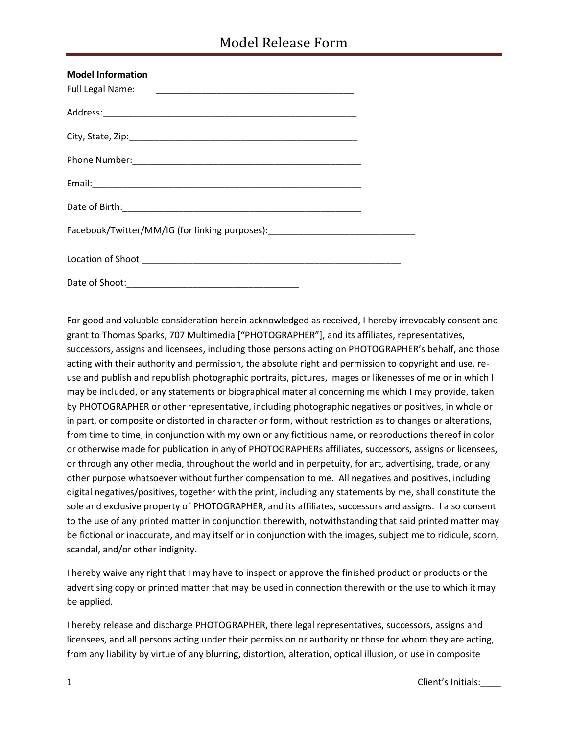# Model Release Form

**Model Information**

Full Legal Name: ________________________________________

Address:____________________________________________________

City, State, Zip:_______________________________________________

Phone Number:_______________________________________________

Email:______________________________________________________

Date of Birth:_________________________________________________

Facebook/Twitter/MM/IG (for linking purposes):_____________________________

Location of Shoot ____________________________________________________

Date of Shoot:___________________________________

For good and valuable consideration herein acknowledged as received, I hereby irrevocably consent and grant to Thomas Sparks, 707 Multimedia ["PHOTOGRAPHER"], and its affiliates, representatives, successors, assigns and licensees, including those persons acting on PHOTOGRAPHER's behalf, and those acting with their authority and permission, the absolute right and permission to copyright and use, re-use and publish and republish photographic portraits, pictures, images or likenesses of me or in which I may be included, or any statements or biographical material concerning me which I may provide, taken by PHOTOGRAPHER or other representative, including photographic negatives or positives, in whole or in part, or composite or distorted in character or form, without restriction as to changes or alterations, from time to time, in conjunction with my own or any fictitious name, or reproductions thereof in color or otherwise made for publication in any of PHOTOGRAPHERs affiliates, successors, assigns or licensees, or through any other media, throughout the world and in perpetuity, for art, advertising, trade, or any other purpose whatsoever without further compensation to me. All negatives and positives, including digital negatives/positives, together with the print, including any statements by me, shall constitute the sole and exclusive property of PHOTOGRAPHER, and its affiliates, successors and assigns. I also consent to the use of any printed matter in conjunction therewith, notwithstanding that said printed matter may be fictional or inaccurate, and may itself or in conjunction with the images, subject me to ridicule, scorn, scandal, and/or other indignity.

I hereby waive any right that I may have to inspect or approve the finished product or products or the advertising copy or printed matter that may be used in connection therewith or the use to which it may be applied.

I hereby release and discharge PHOTOGRAPHER, there legal representatives, successors, assigns and licensees, and all persons acting under their permission or authority or those for whom they are acting, from any liability by virtue of any blurring, distortion, alteration, optical illusion, or use in composite

Client's Initials:____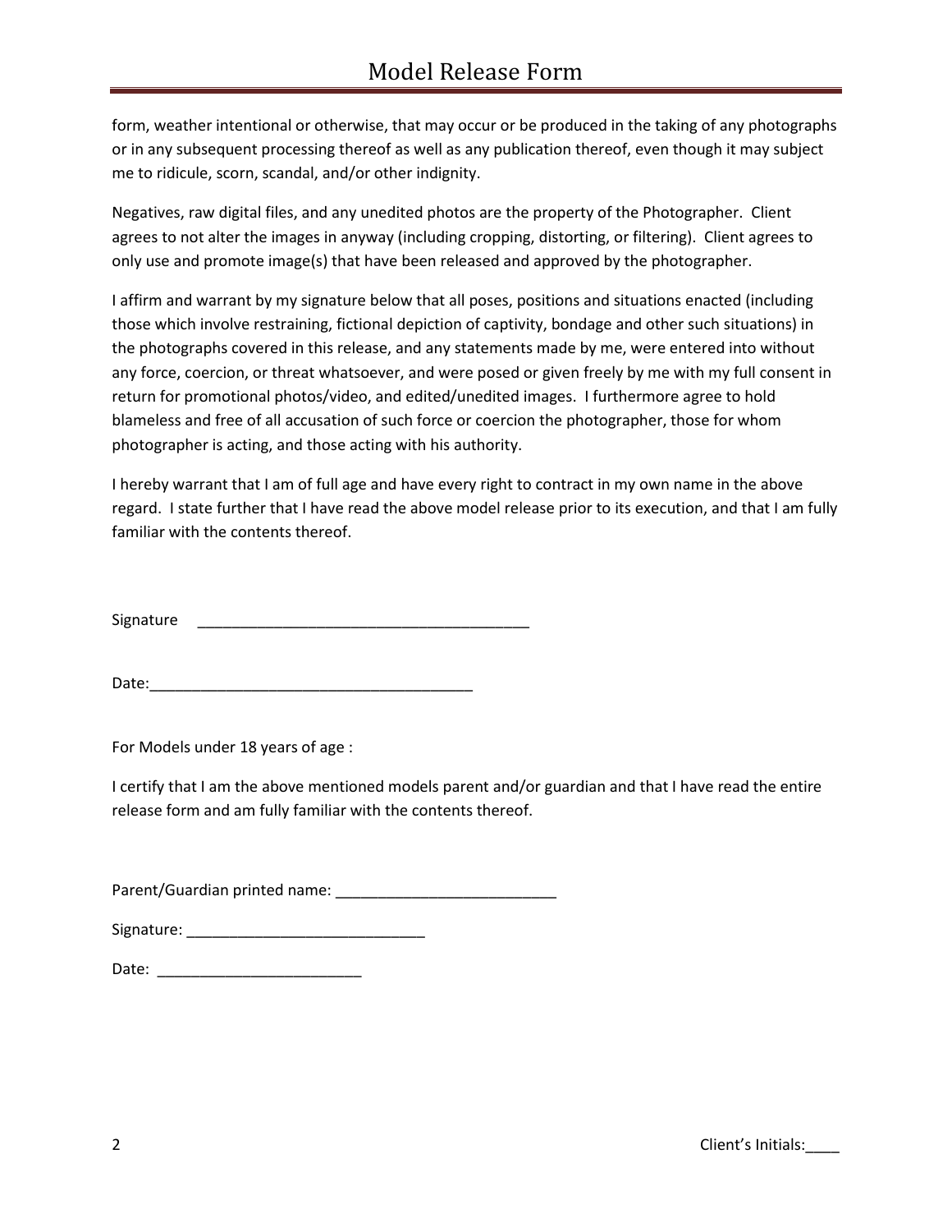form, weather intentional or otherwise, that may occur or be produced in the taking of any photographs or in any subsequent processing thereof as well as any publication thereof, even though it may subject me to ridicule, scorn, scandal, and/or other indignity.

Negatives, raw digital files, and any unedited photos are the property of the Photographer. Client agrees to not alter the images in anyway (including cropping, distorting, or filtering). Client agrees to only use and promote image(s) that have been released and approved by the photographer.

I affirm and warrant by my signature below that all poses, positions and situations enacted (including those which involve restraining, fictional depiction of captivity, bondage and other such situations) in the photographs covered in this release, and any statements made by me, were entered into without any force, coercion, or threat whatsoever, and were posed or given freely by me with my full consent in return for promotional photos/video, and edited/unedited images. I furthermore agree to hold blameless and free of all accusation of such force or coercion the photographer, those for whom photographer is acting, and those acting with his authority.

I hereby warrant that I am of full age and have every right to contract in my own name in the above regard. I state further that I have read the above model release prior to its execution, and that I am fully familiar with the contents thereof.

Signature \_\_\_\_\_\_\_\_\_\_\_\_\_\_\_\_\_\_\_\_\_\_\_\_\_\_\_\_\_\_\_\_\_\_\_\_\_\_\_\_

Date:\_\_\_\_\_\_\_\_\_\_\_\_\_\_\_\_\_\_\_\_\_\_\_\_\_\_\_\_\_\_\_\_\_\_\_\_\_\_\_

For Models under 18 years of age :

I certify that I am the above mentioned models parent and/or guardian and that I have read the entire release form and am fully familiar with the contents thereof.

Parent/Guardian printed name: \_\_\_\_\_\_\_\_\_\_\_\_\_\_\_\_\_\_\_\_\_\_\_\_\_\_

Signature: \_\_\_\_\_\_\_\_\_\_\_\_\_\_\_\_\_\_\_\_\_\_\_\_\_\_\_\_

Date: \_\_\_\_\_\_\_\_\_\_\_\_\_\_\_\_\_\_\_\_\_\_\_\_

Client's Initials:\_\_\_\_